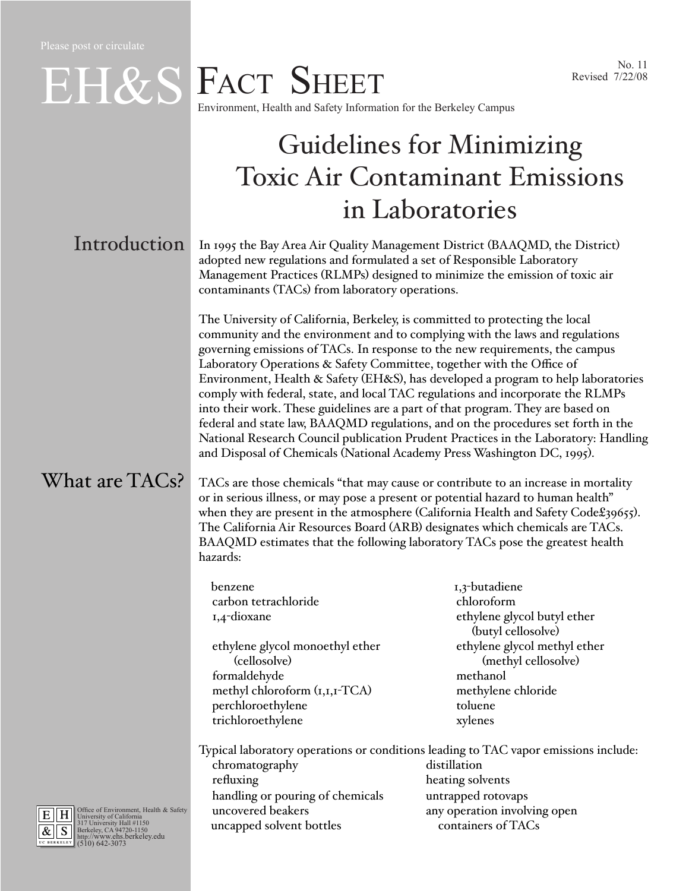Please post or circulate

# EH&S FACT SHEET

Environment, Health and Safety Information for the Berkeley Campus

No. 11
Revised 7/22/08

# Guidelines for Minimizing Toxic Air Contaminant Emissions in Laboratories

## Introduction

In 1995 the Bay Area Air Quality Management District (BAAQMD, the District) adopted new regulations and formulated a set of Responsible Laboratory Management Practices (RLMPs) designed to minimize the emission of toxic air contaminants (TACs) from laboratory operations.

The University of California, Berkeley, is committed to protecting the local community and the environment and to complying with the laws and regulations governing emissions of TACs. In response to the new requirements, the campus Laboratory Operations & Safety Committee, together with the Office of Environment, Health & Safety (EH&S), has developed a program to help laboratories comply with federal, state, and local TAC regulations and incorporate the RLMPs into their work. These guidelines are a part of that program. They are based on federal and state law, BAAQMD regulations, and on the procedures set forth in the National Research Council publication Prudent Practices in the Laboratory: Handling and Disposal of Chemicals (National Academy Press Washington DC, 1995).

## What are TACs?

TACs are those chemicals "that may cause or contribute to an increase in mortality or in serious illness, or may pose a present or potential hazard to human health" when they are present in the atmosphere (California Health and Safety Code£39655). The California Air Resources Board (ARB) designates which chemicals are TACs. BAAQMD estimates that the following laboratory TACs pose the greatest health hazards:

- benzene
- 1,3-butadiene
- carbon tetrachloride
- chloroform
- 1,4-dioxane
- ethylene glycol butyl ether (butyl cellosolve)
- ethylene glycol monoethyl ether (cellosolve)
- ethylene glycol methyl ether (methyl cellosolve)
- formaldehyde
- methanol
- methyl chloroform (1,1,1-TCA)
- methylene chloride
- perchloroethylene
- toluene
- trichloroethylene
- xylenes

Typical laboratory operations or conditions leading to TAC vapor emissions include:

- chromatography
- distillation
- refluxing
- heating solvents
- handling or pouring of chemicals
- untrapped rotovaps
- uncovered beakers
- any operation involving open containers of TACs
- uncapped solvent bottles

Office of Environment, Health & Safety
University of California
317 University Hall #1150
Berkeley, CA 94720-1150
http://www.ehs.berkeley.edu
(510) 642-3073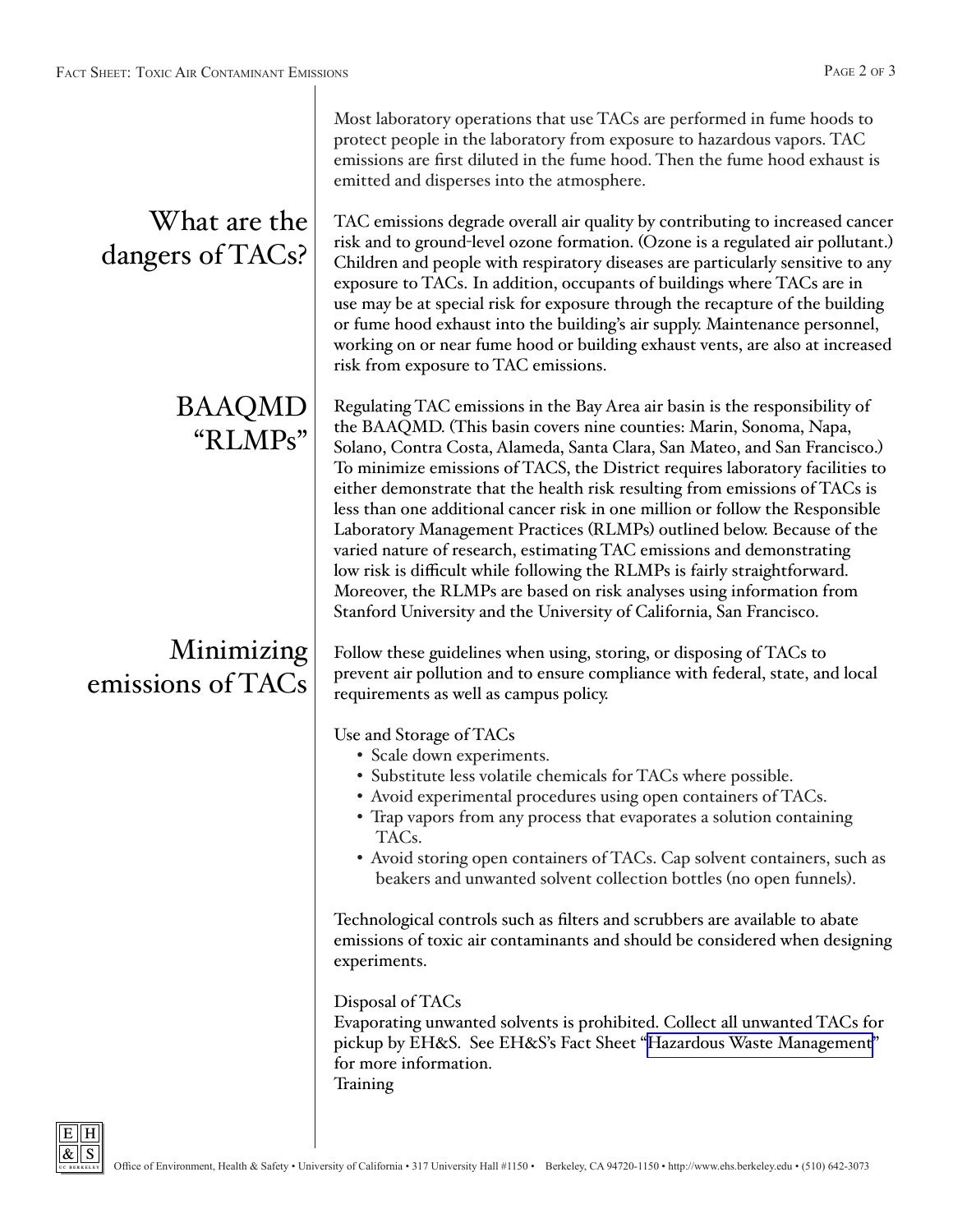Most laboratory operations that use TACs are performed in fume hoods to protect people in the laboratory from exposure to hazardous vapors. TAC emissions are first diluted in the fume hood. Then the fume hood exhaust is emitted and disperses into the atmosphere.

## What are the dangers of TACs?

TAC emissions degrade overall air quality by contributing to increased cancer risk and to ground-level ozone formation. (Ozone is a regulated air pollutant.) Children and people with respiratory diseases are particularly sensitive to any exposure to TACs. In addition, occupants of buildings where TACs are in use may be at special risk for exposure through the recapture of the building or fume hood exhaust into the building's air supply. Maintenance personnel, working on or near fume hood or building exhaust vents, are also at increased risk from exposure to TAC emissions.

## BAAQMD "RLMPs"

Regulating TAC emissions in the Bay Area air basin is the responsibility of the BAAQMD. (This basin covers nine counties: Marin, Sonoma, Napa, Solano, Contra Costa, Alameda, Santa Clara, San Mateo, and San Francisco.) To minimize emissions of TACS, the District requires laboratory facilities to either demonstrate that the health risk resulting from emissions of TACs is less than one additional cancer risk in one million or follow the Responsible Laboratory Management Practices (RLMPs) outlined below. Because of the varied nature of research, estimating TAC emissions and demonstrating low risk is difficult while following the RLMPs is fairly straightforward. Moreover, the RLMPs are based on risk analyses using information from Stanford University and the University of California, San Francisco.

## Minimizing emissions of TACs

Follow these guidelines when using, storing, or disposing of TACs to prevent air pollution and to ensure compliance with federal, state, and local requirements as well as campus policy.

Use and Storage of TACs

- Scale down experiments.
- Substitute less volatile chemicals for TACs where possible.
- Avoid experimental procedures using open containers of TACs.
- Trap vapors from any process that evaporates a solution containing TACs.
- Avoid storing open containers of TACs. Cap solvent containers, such as beakers and unwanted solvent collection bottles (no open funnels).

Technological controls such as filters and scrubbers are available to abate emissions of toxic air contaminants and should be considered when designing experiments.

Disposal of TACs

Evaporating unwanted solvents is prohibited. Collect all unwanted TACs for pickup by EH&S. See EH&S's Fact Sheet "Hazardous Waste Management" for more information.

Training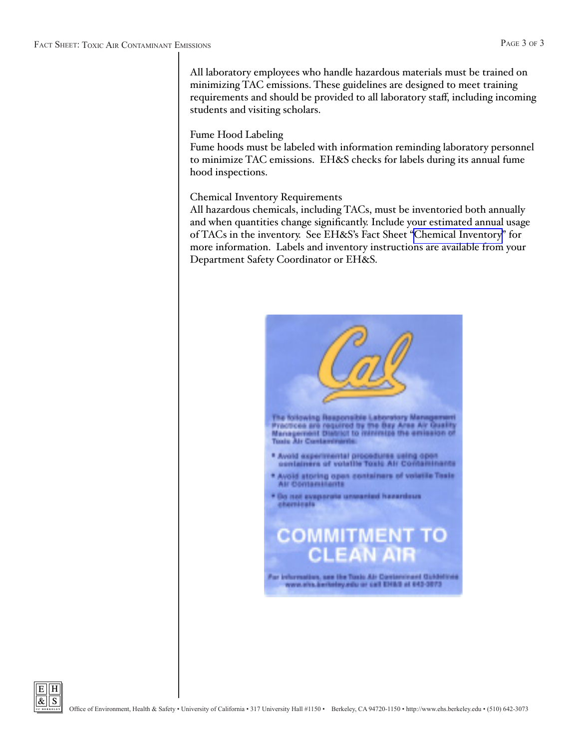All laboratory employees who handle hazardous materials must be trained on minimizing TAC emissions. These guidelines are designed to meet training requirements and should be provided to all laboratory staff, including incoming students and visiting scholars.

### Fume Hood Labeling

Fume hoods must be labeled with information reminding laboratory personnel to minimize TAC emissions. EH&S checks for labels during its annual fume hood inspections.

### Chemical Inventory Requirements

All hazardous chemicals, including TACs, must be inventoried both annually and when quantities change significantly. Include your estimated annual usage of TACs in the inventory. See EH&S's Fact Sheet "Chemical Inventory" for more information. Labels and inventory instructions are available from your Department Safety Coordinator or EH&S.

Cal

The following Responsible Laboratory Management Practices are required by the Bay Area Air Quality Management District to minimize the emission of Toxic Air Contaminants:

- Avoid experimental procedures using open containers of volatile Toxic Air Contaminants
- Avoid storing open containers of volatile Toxic Air Contaminants
- Do not evaporate unwanted hazardous chemicals

COMMITMENT TO CLEAN AIR

For information, see the Toxic Air Contaminant Guidelines www.ehs.berkeley.edu or call EH&S at 642-3073